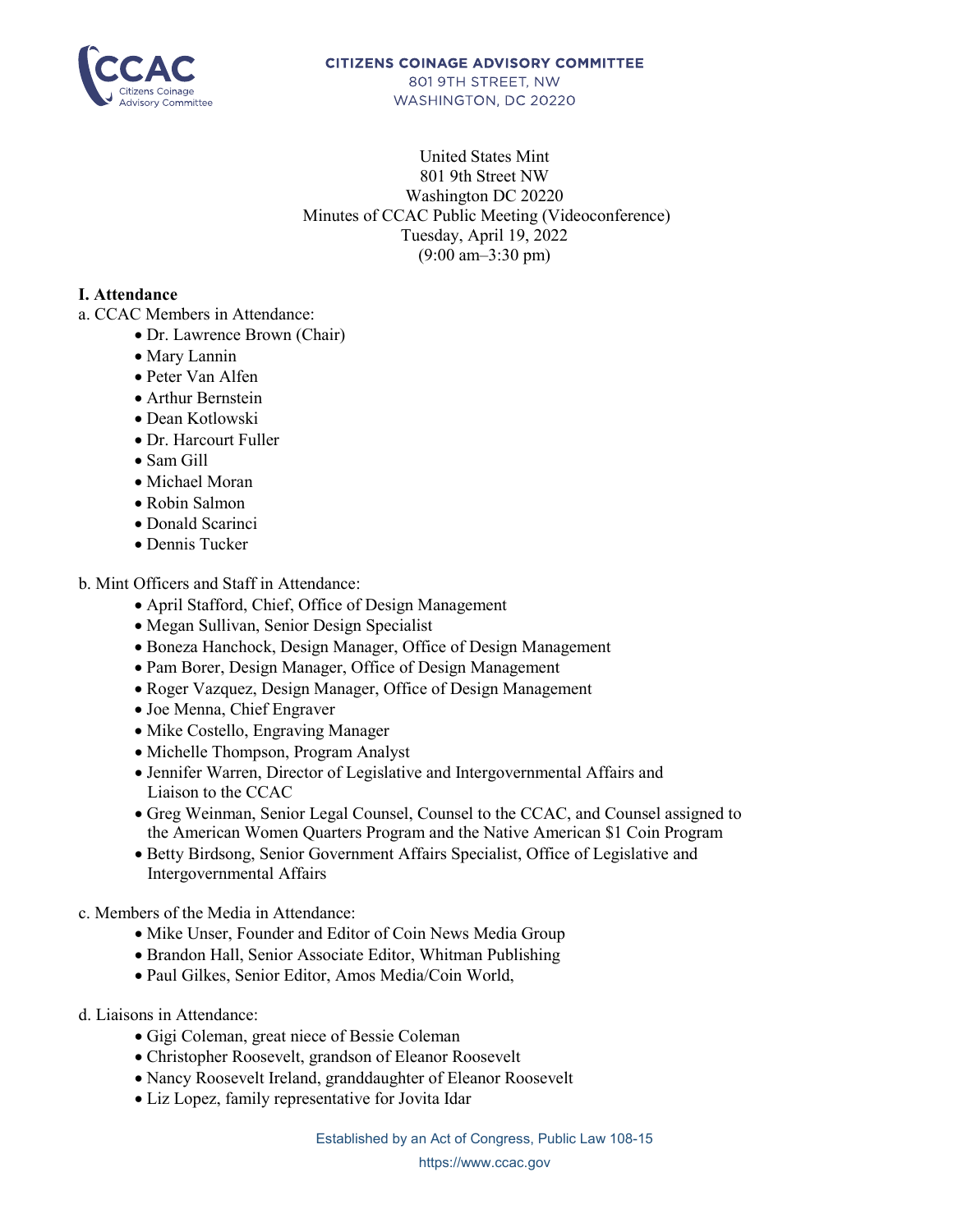CITIZENS COINAGE ADVISORY COMMITTEE
801 9TH STREET, NW
WASHINGTON, DC 20220

United States Mint
801 9th Street NW
Washington DC 20220
Minutes of CCAC Public Meeting (Videoconference)
Tuesday, April 19, 2022
(9:00 am–3:30 pm)

**I. Attendance**

a. CCAC Members in Attendance:
- Dr. Lawrence Brown (Chair)
- Mary Lannin
- Peter Van Alfen
- Arthur Bernstein
- Dean Kotlowski
- Dr. Harcourt Fuller
- Sam Gill
- Michael Moran
- Robin Salmon
- Donald Scarinci
- Dennis Tucker

b. Mint Officers and Staff in Attendance:
- April Stafford, Chief, Office of Design Management
- Megan Sullivan, Senior Design Specialist
- Boneza Hanchock, Design Manager, Office of Design Management
- Pam Borer, Design Manager, Office of Design Management
- Roger Vazquez, Design Manager, Office of Design Management
- Joe Menna, Chief Engraver
- Mike Costello, Engraving Manager
- Michelle Thompson, Program Analyst
- Jennifer Warren, Director of Legislative and Intergovernmental Affairs and Liaison to the CCAC
- Greg Weinman, Senior Legal Counsel, Counsel to the CCAC, and Counsel assigned to the American Women Quarters Program and the Native American $1 Coin Program
- Betty Birdsong, Senior Government Affairs Specialist, Office of Legislative and Intergovernmental Affairs

c. Members of the Media in Attendance:
- Mike Unser, Founder and Editor of Coin News Media Group
- Brandon Hall, Senior Associate Editor, Whitman Publishing
- Paul Gilkes, Senior Editor, Amos Media/Coin World,

d. Liaisons in Attendance:
- Gigi Coleman, great niece of Bessie Coleman
- Christopher Roosevelt, grandson of Eleanor Roosevelt
- Nancy Roosevelt Ireland, granddaughter of Eleanor Roosevelt
- Liz Lopez, family representative for Jovita Idar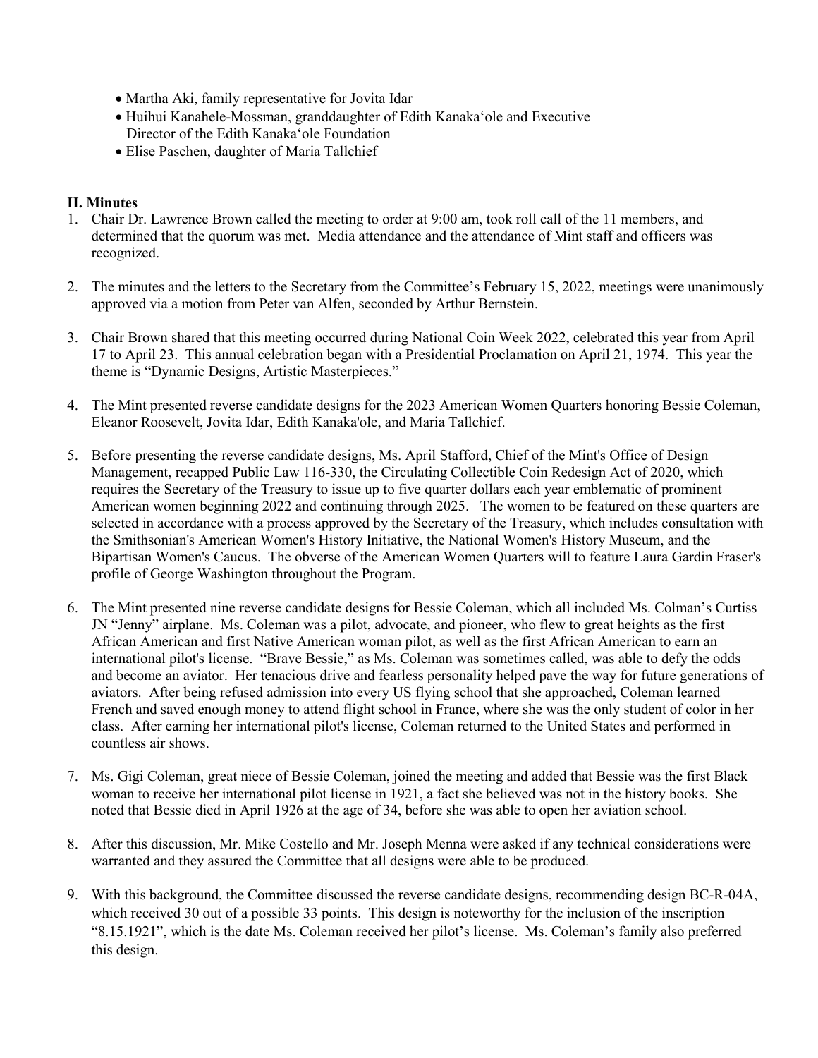- Martha Aki, family representative for Jovita Idar
- Huihui Kanahele-Mossman, granddaughter of Edith Kanakaʻole and Executive Director of the Edith Kanakaʻole Foundation
- Elise Paschen, daughter of Maria Tallchief

**II. Minutes**

1. Chair Dr. Lawrence Brown called the meeting to order at 9:00 am, took roll call of the 11 members, and determined that the quorum was met. Media attendance and the attendance of Mint staff and officers was recognized.

2. The minutes and the letters to the Secretary from the Committee's February 15, 2022, meetings were unanimously approved via a motion from Peter van Alfen, seconded by Arthur Bernstein.

3. Chair Brown shared that this meeting occurred during National Coin Week 2022, celebrated this year from April 17 to April 23. This annual celebration began with a Presidential Proclamation on April 21, 1974. This year the theme is "Dynamic Designs, Artistic Masterpieces."

4. The Mint presented reverse candidate designs for the 2023 American Women Quarters honoring Bessie Coleman, Eleanor Roosevelt, Jovita Idar, Edith Kanaka'ole, and Maria Tallchief.

5. Before presenting the reverse candidate designs, Ms. April Stafford, Chief of the Mint's Office of Design Management, recapped Public Law 116-330, the Circulating Collectible Coin Redesign Act of 2020, which requires the Secretary of the Treasury to issue up to five quarter dollars each year emblematic of prominent American women beginning 2022 and continuing through 2025. The women to be featured on these quarters are selected in accordance with a process approved by the Secretary of the Treasury, which includes consultation with the Smithsonian's American Women's History Initiative, the National Women's History Museum, and the Bipartisan Women's Caucus. The obverse of the American Women Quarters will to feature Laura Gardin Fraser's profile of George Washington throughout the Program.

6. The Mint presented nine reverse candidate designs for Bessie Coleman, which all included Ms. Colman's Curtiss JN "Jenny" airplane. Ms. Coleman was a pilot, advocate, and pioneer, who flew to great heights as the first African American and first Native American woman pilot, as well as the first African American to earn an international pilot's license. "Brave Bessie," as Ms. Coleman was sometimes called, was able to defy the odds and become an aviator. Her tenacious drive and fearless personality helped pave the way for future generations of aviators. After being refused admission into every US flying school that she approached, Coleman learned French and saved enough money to attend flight school in France, where she was the only student of color in her class. After earning her international pilot's license, Coleman returned to the United States and performed in countless air shows.

7. Ms. Gigi Coleman, great niece of Bessie Coleman, joined the meeting and added that Bessie was the first Black woman to receive her international pilot license in 1921, a fact she believed was not in the history books. She noted that Bessie died in April 1926 at the age of 34, before she was able to open her aviation school.

8. After this discussion, Mr. Mike Costello and Mr. Joseph Menna were asked if any technical considerations were warranted and they assured the Committee that all designs were able to be produced.

9. With this background, the Committee discussed the reverse candidate designs, recommending design BC-R-04A, which received 30 out of a possible 33 points. This design is noteworthy for the inclusion of the inscription "8.15.1921", which is the date Ms. Coleman received her pilot's license. Ms. Coleman's family also preferred this design.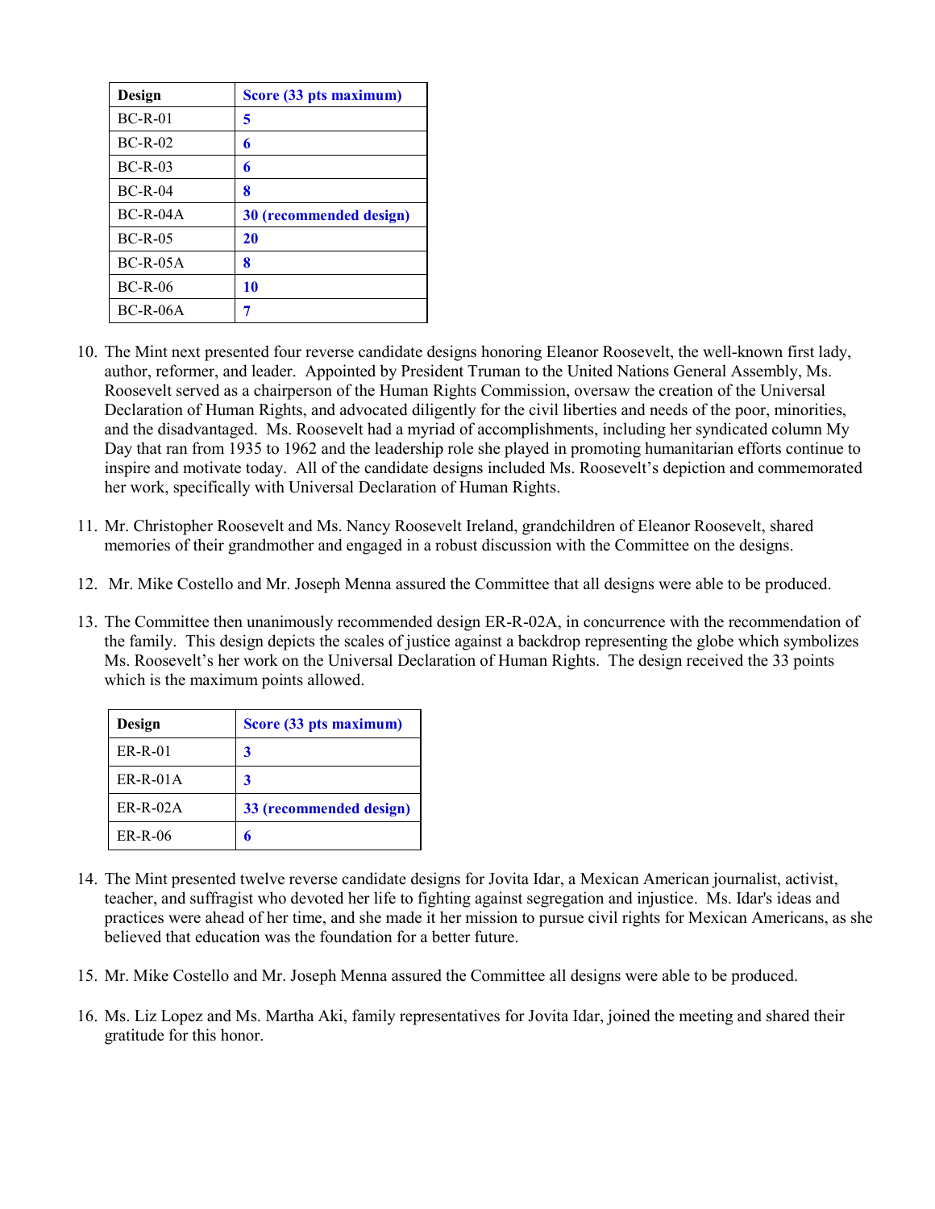| Design | Score (33 pts maximum) |
|---|---|
| BC-R-01 | **5** |
| BC-R-02 | **6** |
| BC-R-03 | **6** |
| BC-R-04 | **8** |
| BC-R-04A | **30 (recommended design)** |
| BC-R-05 | **20** |
| BC-R-05A | **8** |
| BC-R-06 | **10** |
| BC-R-06A | **7** |

10. The Mint next presented four reverse candidate designs honoring Eleanor Roosevelt, the well-known first lady, author, reformer, and leader. Appointed by President Truman to the United Nations General Assembly, Ms. Roosevelt served as a chairperson of the Human Rights Commission, oversaw the creation of the Universal Declaration of Human Rights, and advocated diligently for the civil liberties and needs of the poor, minorities, and the disadvantaged. Ms. Roosevelt had a myriad of accomplishments, including her syndicated column My Day that ran from 1935 to 1962 and the leadership role she played in promoting humanitarian efforts continue to inspire and motivate today. All of the candidate designs included Ms. Roosevelt's depiction and commemorated her work, specifically with Universal Declaration of Human Rights.

11. Mr. Christopher Roosevelt and Ms. Nancy Roosevelt Ireland, grandchildren of Eleanor Roosevelt, shared memories of their grandmother and engaged in a robust discussion with the Committee on the designs.

12. Mr. Mike Costello and Mr. Joseph Menna assured the Committee that all designs were able to be produced.

13. The Committee then unanimously recommended design ER-R-02A, in concurrence with the recommendation of the family. This design depicts the scales of justice against a backdrop representing the globe which symbolizes Ms. Roosevelt's her work on the Universal Declaration of Human Rights. The design received the 33 points which is the maximum points allowed.

| Design | Score (33 pts maximum) |
|---|---|
| ER-R-01 | **3** |
| ER-R-01A | **3** |
| ER-R-02A | **33 (recommended design)** |
| ER-R-06 | **6** |

14. The Mint presented twelve reverse candidate designs for Jovita Idar, a Mexican American journalist, activist, teacher, and suffragist who devoted her life to fighting against segregation and injustice. Ms. Idar's ideas and practices were ahead of her time, and she made it her mission to pursue civil rights for Mexican Americans, as she believed that education was the foundation for a better future.

15. Mr. Mike Costello and Mr. Joseph Menna assured the Committee all designs were able to be produced.

16. Ms. Liz Lopez and Ms. Martha Aki, family representatives for Jovita Idar, joined the meeting and shared their gratitude for this honor.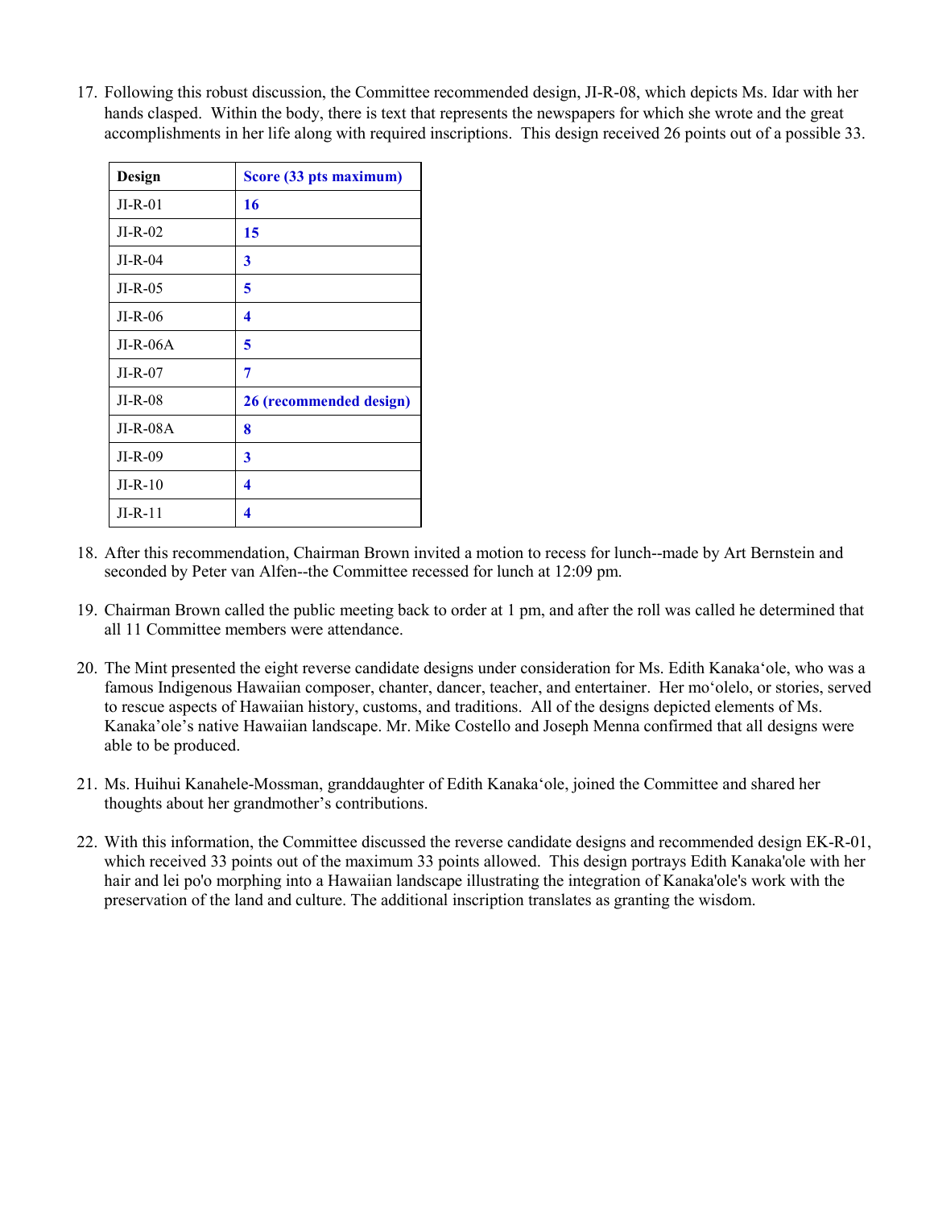17. Following this robust discussion, the Committee recommended design, JI-R-08, which depicts Ms. Idar with her hands clasped. Within the body, there is text that represents the newspapers for which she wrote and the great accomplishments in her life along with required inscriptions. This design received 26 points out of a possible 33.

| Design | Score (33 pts maximum) |
|---|---|
| JI-R-01 | **16** |
| JI-R-02 | **15** |
| JI-R-04 | **3** |
| JI-R-05 | **5** |
| JI-R-06 | **4** |
| JI-R-06A | **5** |
| JI-R-07 | **7** |
| JI-R-08 | **26 (recommended design)** |
| JI-R-08A | **8** |
| JI-R-09 | **3** |
| JI-R-10 | **4** |
| JI-R-11 | **4** |

18. After this recommendation, Chairman Brown invited a motion to recess for lunch--made by Art Bernstein and seconded by Peter van Alfen--the Committee recessed for lunch at 12:09 pm.

19. Chairman Brown called the public meeting back to order at 1 pm, and after the roll was called he determined that all 11 Committee members were attendance.

20. The Mint presented the eight reverse candidate designs under consideration for Ms. Edith Kanaka'ole, who was a famous Indigenous Hawaiian composer, chanter, dancer, teacher, and entertainer. Her mo'olelo, or stories, served to rescue aspects of Hawaiian history, customs, and traditions. All of the designs depicted elements of Ms. Kanaka'ole's native Hawaiian landscape. Mr. Mike Costello and Joseph Menna confirmed that all designs were able to be produced.

21. Ms. Huihui Kanahele-Mossman, granddaughter of Edith Kanaka'ole, joined the Committee and shared her thoughts about her grandmother's contributions.

22. With this information, the Committee discussed the reverse candidate designs and recommended design EK-R-01, which received 33 points out of the maximum 33 points allowed. This design portrays Edith Kanaka'ole with her hair and lei po'o morphing into a Hawaiian landscape illustrating the integration of Kanaka'ole's work with the preservation of the land and culture. The additional inscription translates as granting the wisdom.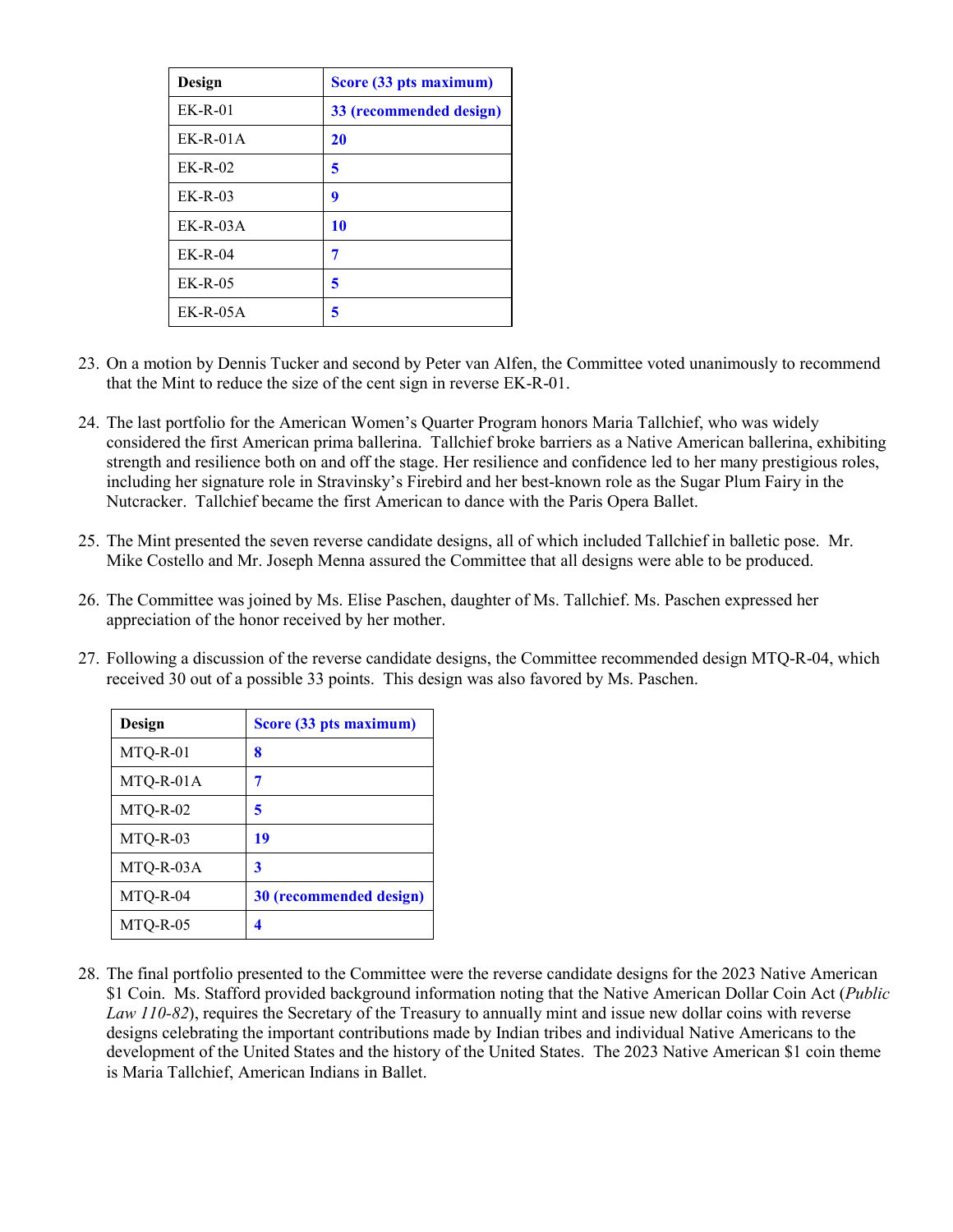| Design | Score (33 pts maximum) |
|---|---|
| EK-R-01 | 33 (recommended design) |
| EK-R-01A | 20 |
| EK-R-02 | 5 |
| EK-R-03 | 9 |
| EK-R-03A | 10 |
| EK-R-04 | 7 |
| EK-R-05 | 5 |
| EK-R-05A | 5 |

23. On a motion by Dennis Tucker and second by Peter van Alfen, the Committee voted unanimously to recommend that the Mint to reduce the size of the cent sign in reverse EK-R-01.

24. The last portfolio for the American Women's Quarter Program honors Maria Tallchief, who was widely considered the first American prima ballerina. Tallchief broke barriers as a Native American ballerina, exhibiting strength and resilience both on and off the stage. Her resilience and confidence led to her many prestigious roles, including her signature role in Stravinsky's Firebird and her best-known role as the Sugar Plum Fairy in the Nutcracker. Tallchief became the first American to dance with the Paris Opera Ballet.

25. The Mint presented the seven reverse candidate designs, all of which included Tallchief in balletic pose. Mr. Mike Costello and Mr. Joseph Menna assured the Committee that all designs were able to be produced.

26. The Committee was joined by Ms. Elise Paschen, daughter of Ms. Tallchief. Ms. Paschen expressed her appreciation of the honor received by her mother.

27. Following a discussion of the reverse candidate designs, the Committee recommended design MTQ-R-04, which received 30 out of a possible 33 points. This design was also favored by Ms. Paschen.

| Design | Score (33 pts maximum) |
|---|---|
| MTQ-R-01 | 8 |
| MTQ-R-01A | 7 |
| MTQ-R-02 | 5 |
| MTQ-R-03 | 19 |
| MTQ-R-03A | 3 |
| MTQ-R-04 | 30 (recommended design) |
| MTQ-R-05 | 4 |

28. The final portfolio presented to the Committee were the reverse candidate designs for the 2023 Native American $1 Coin. Ms. Stafford provided background information noting that the Native American Dollar Coin Act (*Public Law 110-82*), requires the Secretary of the Treasury to annually mint and issue new dollar coins with reverse designs celebrating the important contributions made by Indian tribes and individual Native Americans to the development of the United States and the history of the United States. The 2023 Native American $1 coin theme is Maria Tallchief, American Indians in Ballet.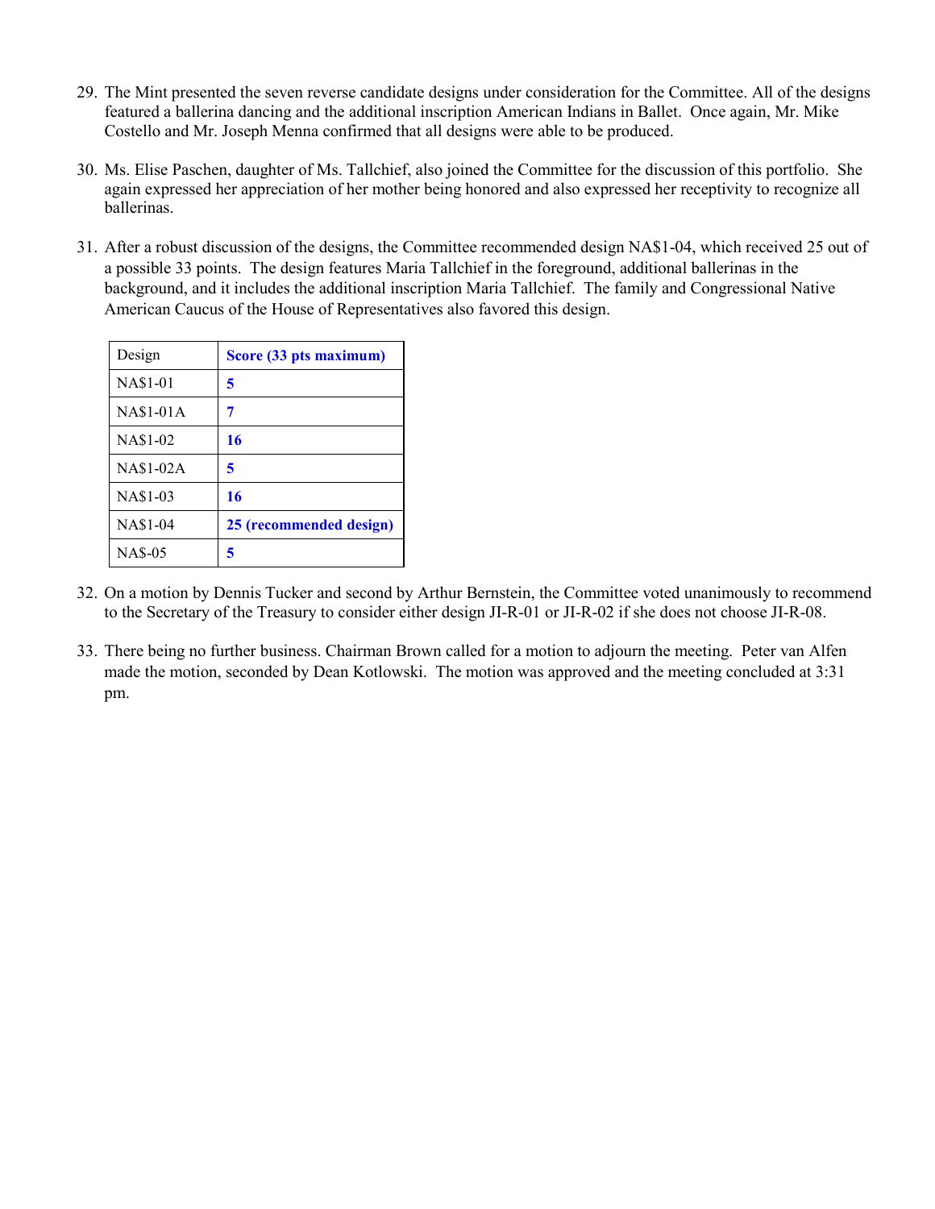29. The Mint presented the seven reverse candidate designs under consideration for the Committee. All of the designs featured a ballerina dancing and the additional inscription American Indians in Ballet. Once again, Mr. Mike Costello and Mr. Joseph Menna confirmed that all designs were able to be produced.

30. Ms. Elise Paschen, daughter of Ms. Tallchief, also joined the Committee for the discussion of this portfolio. She again expressed her appreciation of her mother being honored and also expressed her receptivity to recognize all ballerinas.

31. After a robust discussion of the designs, the Committee recommended design NA$1-04, which received 25 out of a possible 33 points. The design features Maria Tallchief in the foreground, additional ballerinas in the background, and it includes the additional inscription Maria Tallchief. The family and Congressional Native American Caucus of the House of Representatives also favored this design.

| Design | **Score (33 pts maximum)** |
|---|---|
| NA$1-01 | **5** |
| NA$1-01A | **7** |
| NA$1-02 | **16** |
| NA$1-02A | **5** |
| NA$1-03 | **16** |
| NA$1-04 | **25 (recommended design)** |
| NA$-05 | **5** |

32. On a motion by Dennis Tucker and second by Arthur Bernstein, the Committee voted unanimously to recommend to the Secretary of the Treasury to consider either design JI-R-01 or JI-R-02 if she does not choose JI-R-08.

33. There being no further business. Chairman Brown called for a motion to adjourn the meeting. Peter van Alfen made the motion, seconded by Dean Kotlowski. The motion was approved and the meeting concluded at 3:31 pm.